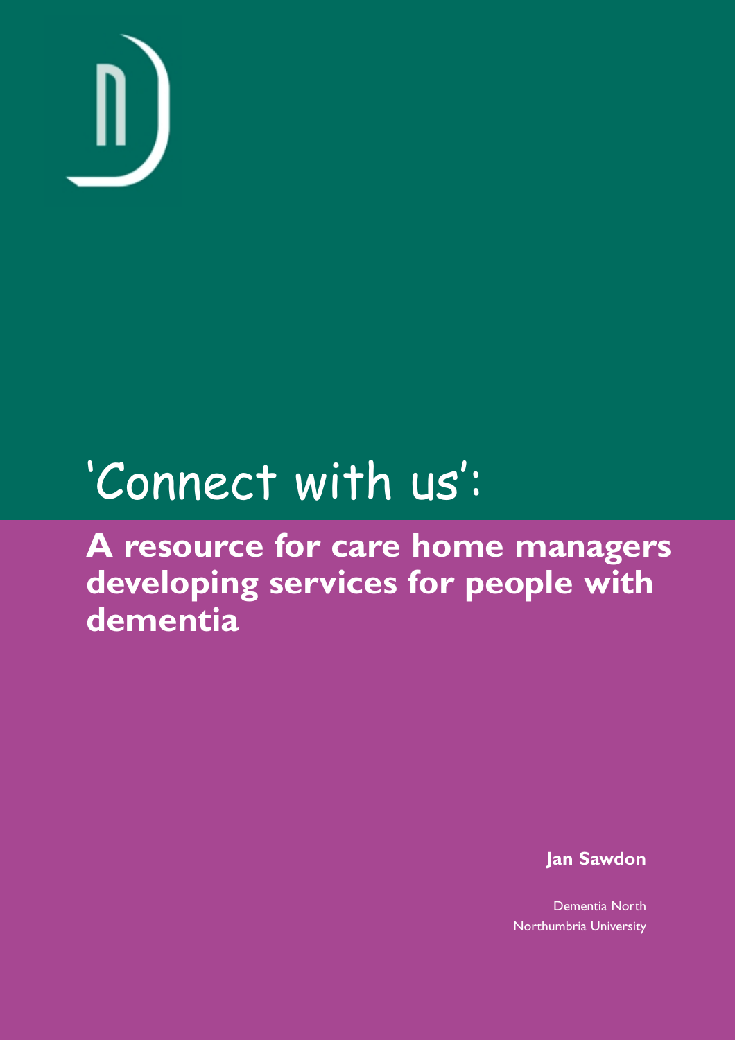# 'Connect with us':

## A resource for care home managers developing services for people with dementia

**Jan Sawdon**

Dementia North
Northumbria University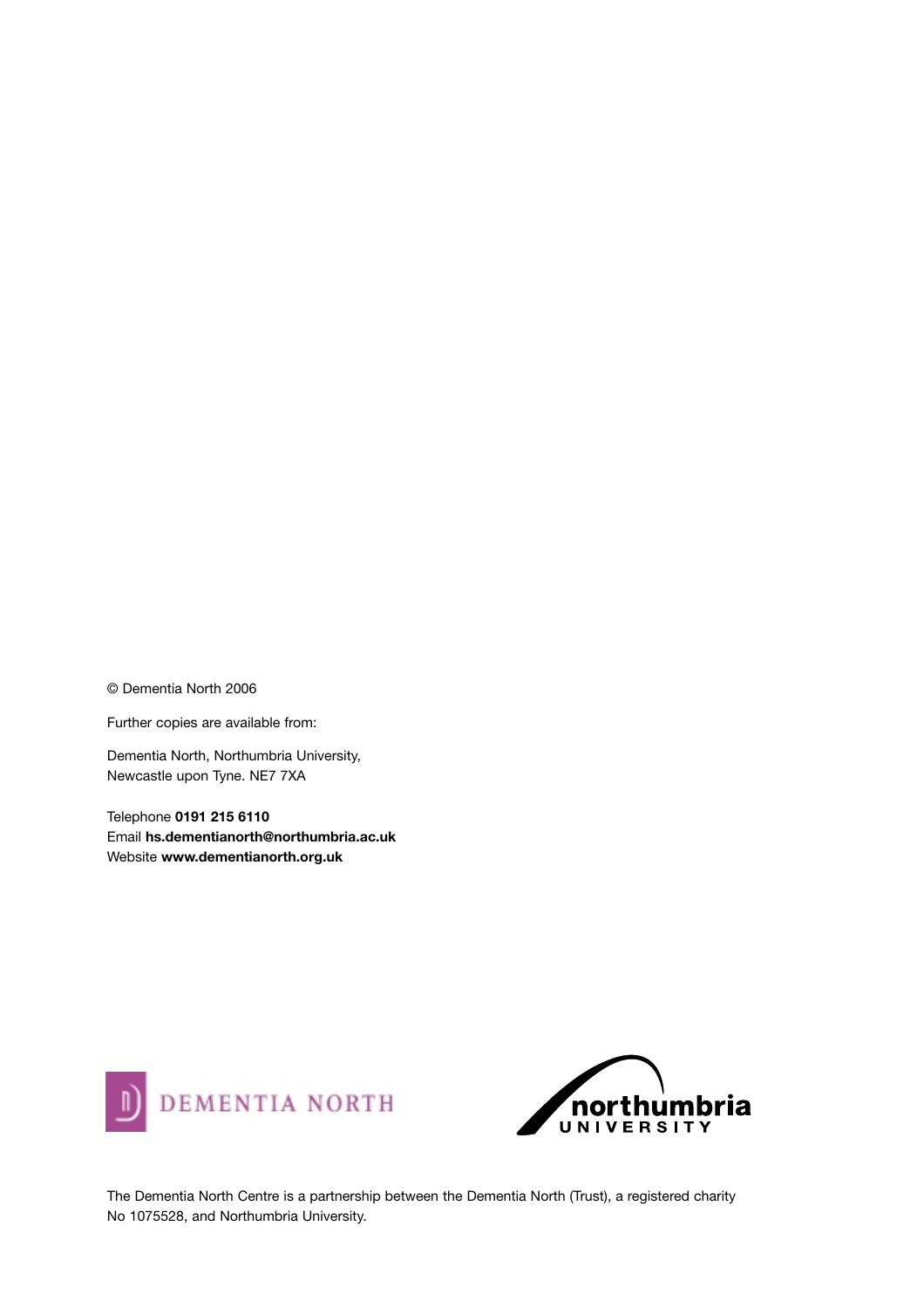© Dementia North 2006

Further copies are available from:

Dementia North, Northumbria University,
Newcastle upon Tyne. NE7 7XA

Telephone **0191 215 6110**
Email **hs.dementianorth@northumbria.ac.uk**
Website **www.dementianorth.org.uk**

DEMENTIA NORTH

northumbria UNIVERSITY

The Dementia North Centre is a partnership between the Dementia North (Trust), a registered charity No 1075528, and Northumbria University.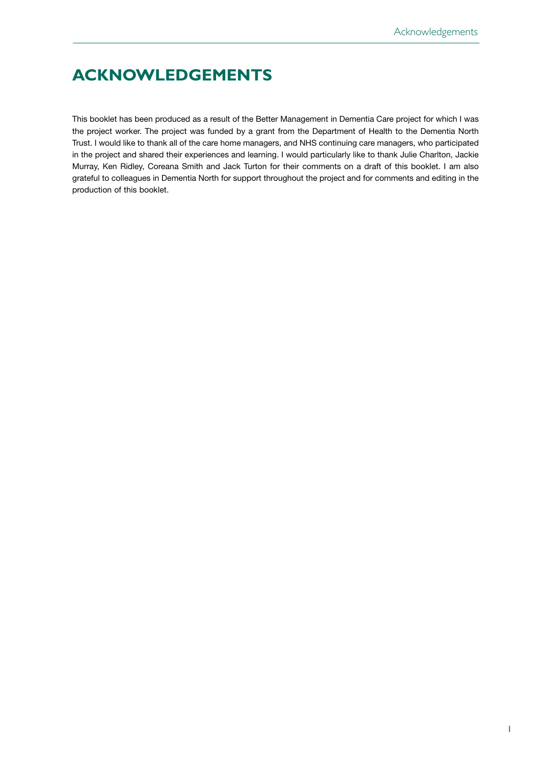# ACKNOWLEDGEMENTS

This booklet has been produced as a result of the Better Management in Dementia Care project for which I was the project worker. The project was funded by a grant from the Department of Health to the Dementia North Trust. I would like to thank all of the care home managers, and NHS continuing care managers, who participated in the project and shared their experiences and learning. I would particularly like to thank Julie Charlton, Jackie Murray, Ken Ridley, Coreana Smith and Jack Turton for their comments on a draft of this booklet. I am also grateful to colleagues in Dementia North for support throughout the project and for comments and editing in the production of this booklet.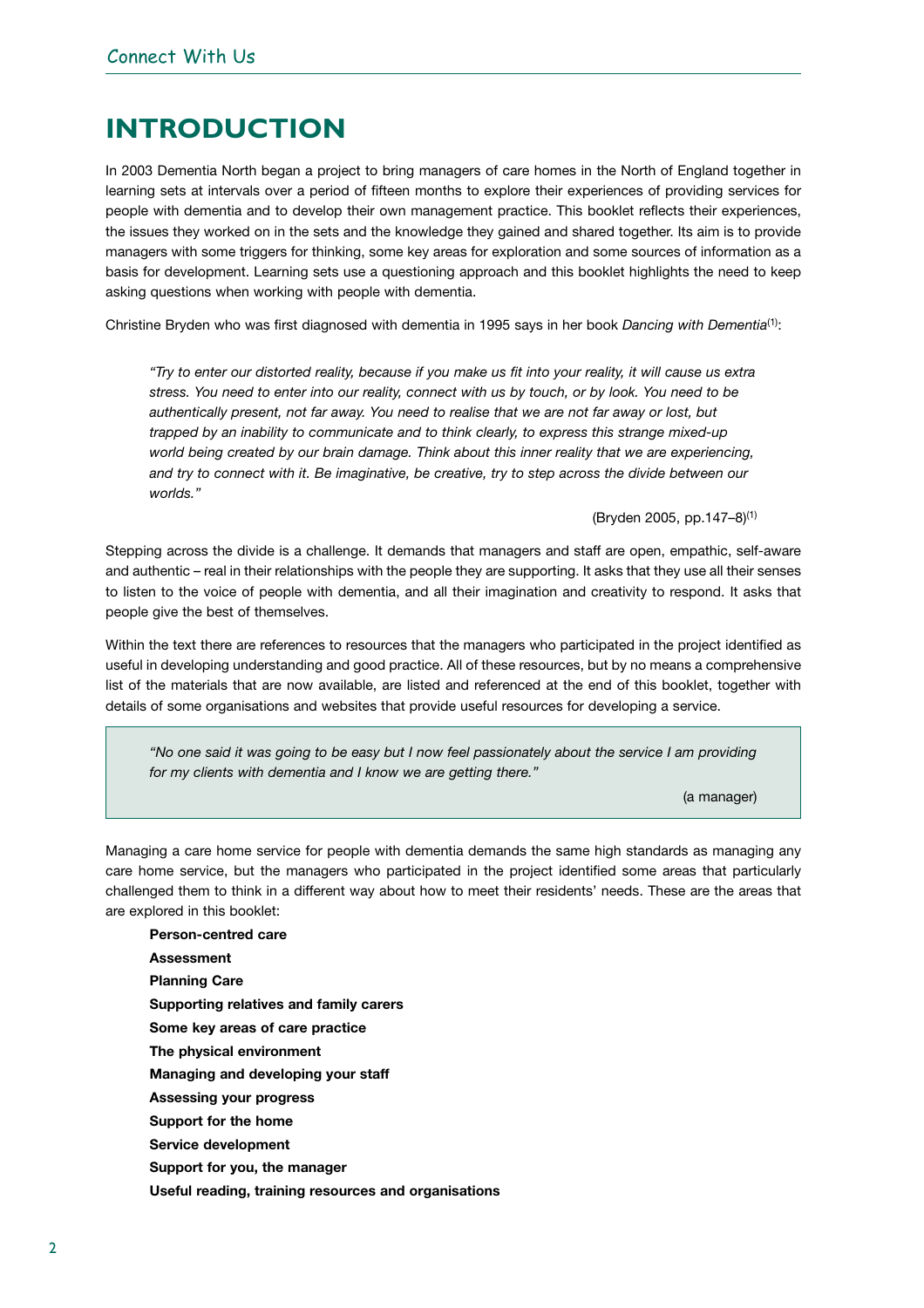# INTRODUCTION

In 2003 Dementia North began a project to bring managers of care homes in the North of England together in learning sets at intervals over a period of fifteen months to explore their experiences of providing services for people with dementia and to develop their own management practice. This booklet reflects their experiences, the issues they worked on in the sets and the knowledge they gained and shared together. Its aim is to provide managers with some triggers for thinking, some key areas for exploration and some sources of information as a basis for development. Learning sets use a questioning approach and this booklet highlights the need to keep asking questions when working with people with dementia.

Christine Bryden who was first diagnosed with dementia in 1995 says in her book *Dancing with Dementia*[(1)]:

> *"Try to enter our distorted reality, because if you make us fit into your reality, it will cause us extra stress. You need to enter into our reality, connect with us by touch, or by look. You need to be authentically present, not far away. You need to realise that we are not far away or lost, but trapped by an inability to communicate and to think clearly, to express this strange mixed-up world being created by our brain damage. Think about this inner reality that we are experiencing, and try to connect with it. Be imaginative, be creative, try to step across the divide between our worlds."*
>
> (Bryden 2005, pp.147–8)[(1)]

Stepping across the divide is a challenge. It demands that managers and staff are open, empathic, self-aware and authentic – real in their relationships with the people they are supporting. It asks that they use all their senses to listen to the voice of people with dementia, and all their imagination and creativity to respond. It asks that people give the best of themselves.

Within the text there are references to resources that the managers who participated in the project identified as useful in developing understanding and good practice. All of these resources, but by no means a comprehensive list of the materials that are now available, are listed and referenced at the end of this booklet, together with details of some organisations and websites that provide useful resources for developing a service.

> *"No one said it was going to be easy but I now feel passionately about the service I am providing for my clients with dementia and I know we are getting there."*
>
> (a manager)

Managing a care home service for people with dementia demands the same high standards as managing any care home service, but the managers who participated in the project identified some areas that particularly challenged them to think in a different way about how to meet their residents' needs. These are the areas that are explored in this booklet:

**Person-centred care**
**Assessment**
**Planning Care**
**Supporting relatives and family carers**
**Some key areas of care practice**
**The physical environment**
**Managing and developing your staff**
**Assessing your progress**
**Support for the home**
**Service development**
**Support for you, the manager**
**Useful reading, training resources and organisations**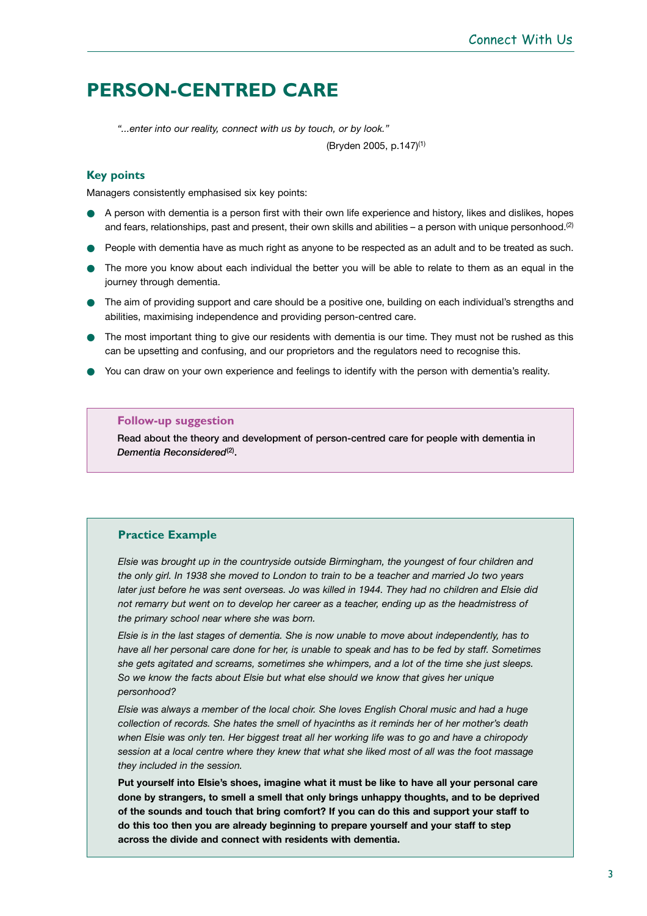# PERSON-CENTRED CARE

> *"...enter into our reality, connect with us by touch, or by look."*
>
> (Bryden 2005, p.147)[1]

### Key points

Managers consistently emphasised six key points:

- A person with dementia is a person first with their own life experience and history, likes and dislikes, hopes and fears, relationships, past and present, their own skills and abilities – a person with unique personhood.[2]
- People with dementia have as much right as anyone to be respected as an adult and to be treated as such.
- The more you know about each individual the better you will be able to relate to them as an equal in the journey through dementia.
- The aim of providing support and care should be a positive one, building on each individual's strengths and abilities, maximising independence and providing person-centred care.
- The most important thing to give our residents with dementia is our time. They must not be rushed as this can be upsetting and confusing, and our proprietors and the regulators need to recognise this.
- You can draw on your own experience and feelings to identify with the person with dementia's reality.

### Follow-up suggestion

Read about the theory and development of person-centred care for people with dementia in *Dementia Reconsidered*[2].

### Practice Example

*Elsie was brought up in the countryside outside Birmingham, the youngest of four children and the only girl. In 1938 she moved to London to train to be a teacher and married Jo two years later just before he was sent overseas. Jo was killed in 1944. They had no children and Elsie did not remarry but went on to develop her career as a teacher, ending up as the headmistress of the primary school near where she was born.*

*Elsie is in the last stages of dementia. She is now unable to move about independently, has to have all her personal care done for her, is unable to speak and has to be fed by staff. Sometimes she gets agitated and screams, sometimes she whimpers, and a lot of the time she just sleeps. So we know the facts about Elsie but what else should we know that gives her unique personhood?*

*Elsie was always a member of the local choir. She loves English Choral music and had a huge collection of records. She hates the smell of hyacinths as it reminds her of her mother's death when Elsie was only ten. Her biggest treat all her working life was to go and have a chiropody session at a local centre where they knew that what she liked most of all was the foot massage they included in the session.*

**Put yourself into Elsie's shoes, imagine what it must be like to have all your personal care done by strangers, to smell a smell that only brings unhappy thoughts, and to be deprived of the sounds and touch that bring comfort? If you can do this and support your staff to do this too then you are already beginning to prepare yourself and your staff to step across the divide and connect with residents with dementia.**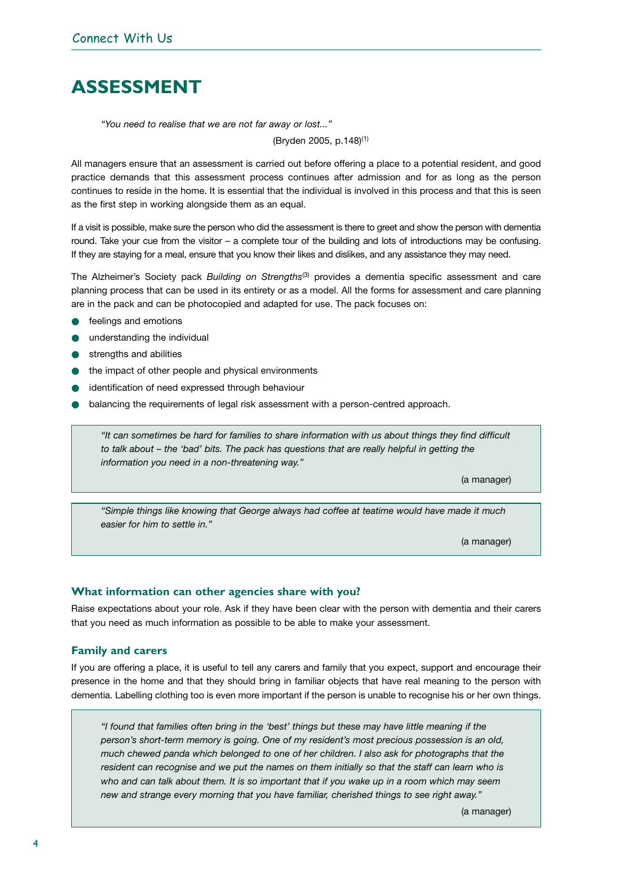# ASSESSMENT

*"You need to realise that we are not far away or lost..."*

(Bryden 2005, p.148)[1]

All managers ensure that an assessment is carried out before offering a place to a potential resident, and good practice demands that this assessment process continues after admission and for as long as the person continues to reside in the home. It is essential that the individual is involved in this process and that this is seen as the first step in working alongside them as an equal.

If a visit is possible, make sure the person who did the assessment is there to greet and show the person with dementia round. Take your cue from the visitor – a complete tour of the building and lots of introductions may be confusing. If they are staying for a meal, ensure that you know their likes and dislikes, and any assistance they may need.

The Alzheimer's Society pack *Building on Strengths*[3] provides a dementia specific assessment and care planning process that can be used in its entirety or as a model. All the forms for assessment and care planning are in the pack and can be photocopied and adapted for use. The pack focuses on:

- feelings and emotions
- understanding the individual
- strengths and abilities
- the impact of other people and physical environments
- identification of need expressed through behaviour
- balancing the requirements of legal risk assessment with a person-centred approach.

> *"It can sometimes be hard for families to share information with us about things they find difficult to talk about – the 'bad' bits. The pack has questions that are really helpful in getting the information you need in a non-threatening way."*
>
> (a manager)

> *"Simple things like knowing that George always had coffee at teatime would have made it much easier for him to settle in."*
>
> (a manager)

### What information can other agencies share with you?

Raise expectations about your role. Ask if they have been clear with the person with dementia and their carers that you need as much information as possible to be able to make your assessment.

### Family and carers

If you are offering a place, it is useful to tell any carers and family that you expect, support and encourage their presence in the home and that they should bring in familiar objects that have real meaning to the person with dementia. Labelling clothing too is even more important if the person is unable to recognise his or her own things.

> *"I found that families often bring in the 'best' things but these may have little meaning if the person's short-term memory is going. One of my resident's most precious possession is an old, much chewed panda which belonged to one of her children. I also ask for photographs that the resident can recognise and we put the names on them initially so that the staff can learn who is who and can talk about them. It is so important that if you wake up in a room which may seem new and strange every morning that you have familiar, cherished things to see right away."*
>
> (a manager)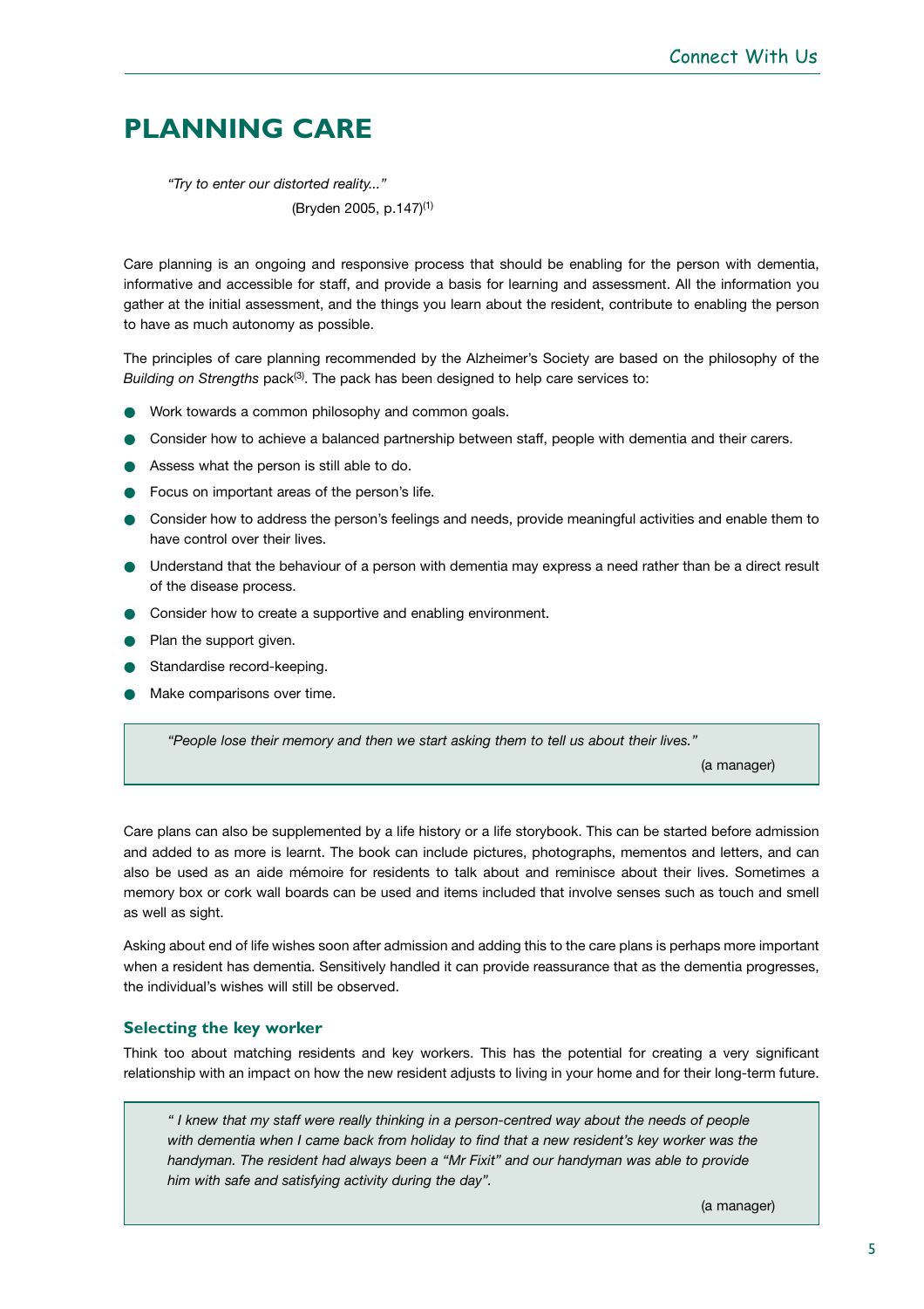# PLANNING CARE

> *"Try to enter our distorted reality..."*
>
> (Bryden 2005, p.147)[1]

Care planning is an ongoing and responsive process that should be enabling for the person with dementia, informative and accessible for staff, and provide a basis for learning and assessment. All the information you gather at the initial assessment, and the things you learn about the resident, contribute to enabling the person to have as much autonomy as possible.

The principles of care planning recommended by the Alzheimer's Society are based on the philosophy of the *Building on Strengths* pack[3]. The pack has been designed to help care services to:

- Work towards a common philosophy and common goals.
- Consider how to achieve a balanced partnership between staff, people with dementia and their carers.
- Assess what the person is still able to do.
- Focus on important areas of the person's life.
- Consider how to address the person's feelings and needs, provide meaningful activities and enable them to have control over their lives.
- Understand that the behaviour of a person with dementia may express a need rather than be a direct result of the disease process.
- Consider how to create a supportive and enabling environment.
- Plan the support given.
- Standardise record-keeping.
- Make comparisons over time.

> *"People lose their memory and then we start asking them to tell us about their lives."*
>
> (a manager)

Care plans can also be supplemented by a life history or a life storybook. This can be started before admission and added to as more is learnt. The book can include pictures, photographs, mementos and letters, and can also be used as an aide mémoire for residents to talk about and reminisce about their lives. Sometimes a memory box or cork wall boards can be used and items included that involve senses such as touch and smell as well as sight.

Asking about end of life wishes soon after admission and adding this to the care plans is perhaps more important when a resident has dementia. Sensitively handled it can provide reassurance that as the dementia progresses, the individual's wishes will still be observed.

### Selecting the key worker

Think too about matching residents and key workers. This has the potential for creating a very significant relationship with an impact on how the new resident adjusts to living in your home and for their long-term future.

> *" I knew that my staff were really thinking in a person-centred way about the needs of people with dementia when I came back from holiday to find that a new resident's key worker was the handyman. The resident had always been a "Mr Fixit" and our handyman was able to provide him with safe and satisfying activity during the day".*
>
> (a manager)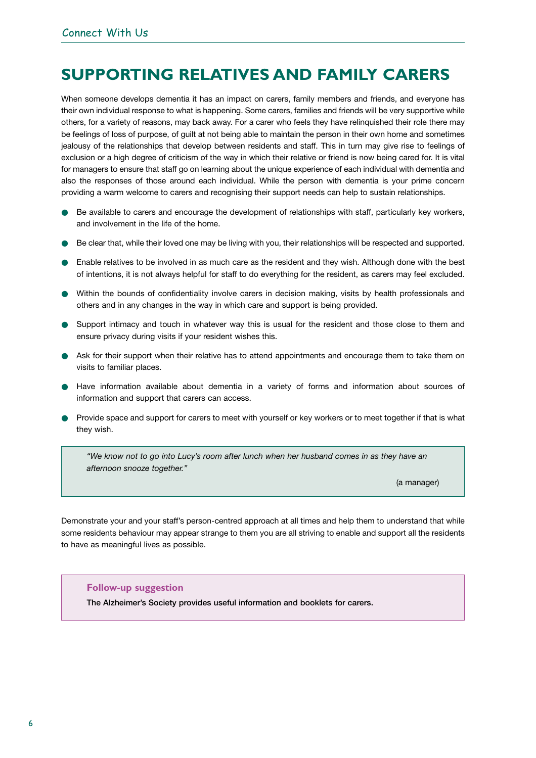# SUPPORTING RELATIVES AND FAMILY CARERS

When someone develops dementia it has an impact on carers, family members and friends, and everyone has their own individual response to what is happening. Some carers, families and friends will be very supportive while others, for a variety of reasons, may back away. For a carer who feels they have relinquished their role there may be feelings of loss of purpose, of guilt at not being able to maintain the person in their own home and sometimes jealousy of the relationships that develop between residents and staff. This in turn may give rise to feelings of exclusion or a high degree of criticism of the way in which their relative or friend is now being cared for. It is vital for managers to ensure that staff go on learning about the unique experience of each individual with dementia and also the responses of those around each individual. While the person with dementia is your prime concern providing a warm welcome to carers and recognising their support needs can help to sustain relationships.

- Be available to carers and encourage the development of relationships with staff, particularly key workers, and involvement in the life of the home.
- Be clear that, while their loved one may be living with you, their relationships will be respected and supported.
- Enable relatives to be involved in as much care as the resident and they wish. Although done with the best of intentions, it is not always helpful for staff to do everything for the resident, as carers may feel excluded.
- Within the bounds of confidentiality involve carers in decision making, visits by health professionals and others and in any changes in the way in which care and support is being provided.
- Support intimacy and touch in whatever way this is usual for the resident and those close to them and ensure privacy during visits if your resident wishes this.
- Ask for their support when their relative has to attend appointments and encourage them to take them on visits to familiar places.
- Have information available about dementia in a variety of forms and information about sources of information and support that carers can access.
- Provide space and support for carers to meet with yourself or key workers or to meet together if that is what they wish.

> *"We know not to go into Lucy's room after lunch when her husband comes in as they have an afternoon snooze together."*
>
> (a manager)

Demonstrate your and your staff's person-centred approach at all times and help them to understand that while some residents behaviour may appear strange to them you are all striving to enable and support all the residents to have as meaningful lives as possible.

**Follow-up suggestion**

The Alzheimer's Society provides useful information and booklets for carers.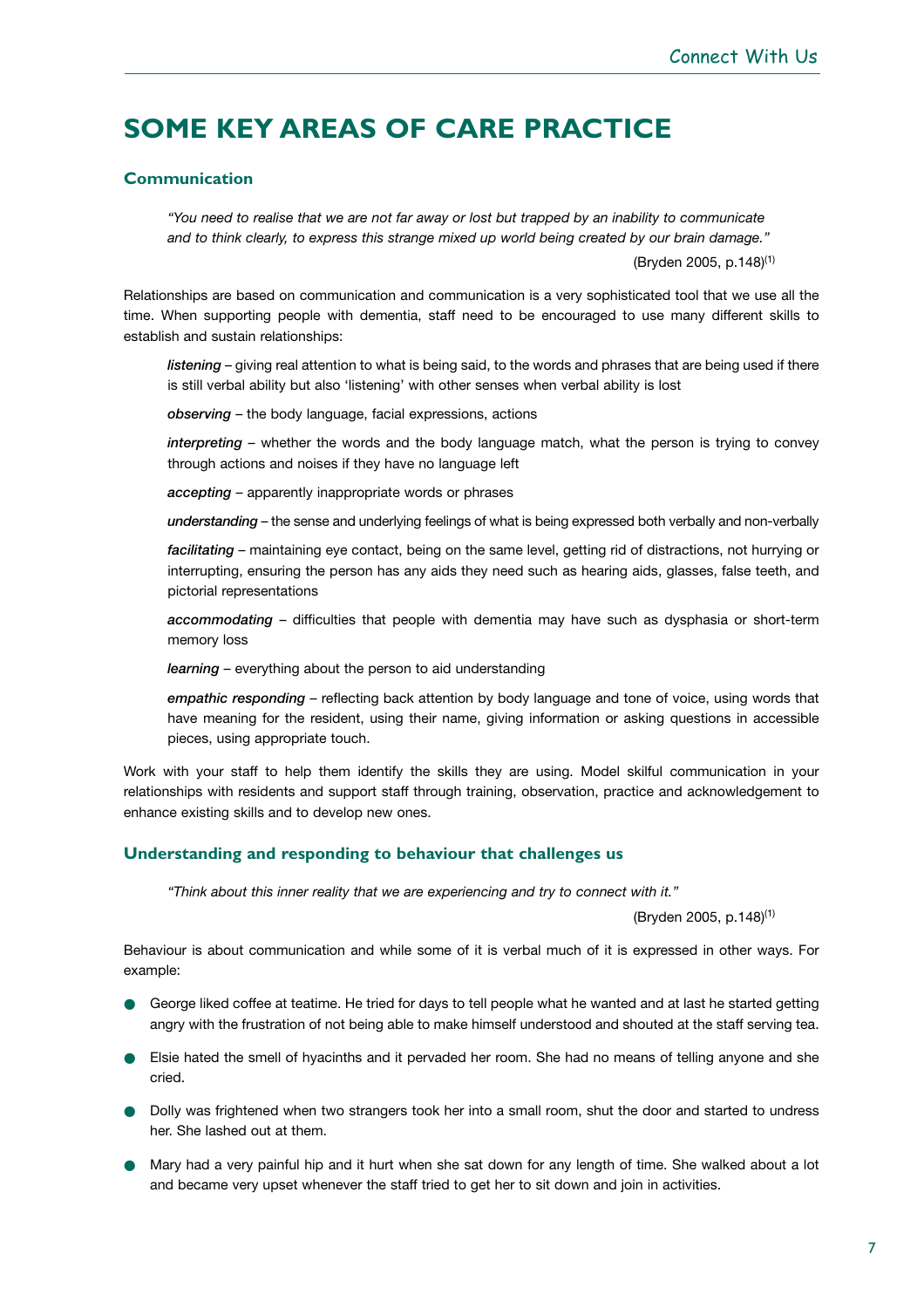# SOME KEY AREAS OF CARE PRACTICE

## Communication

> *"You need to realise that we are not far away or lost but trapped by an inability to communicate and to think clearly, to express this strange mixed up world being created by our brain damage."*
>
> (Bryden 2005, p.148)[1]

Relationships are based on communication and communication is a very sophisticated tool that we use all the time. When supporting people with dementia, staff need to be encouraged to use many different skills to establish and sustain relationships:

***listening*** – giving real attention to what is being said, to the words and phrases that are being used if there is still verbal ability but also 'listening' with other senses when verbal ability is lost

***observing*** – the body language, facial expressions, actions

***interpreting*** – whether the words and the body language match, what the person is trying to convey through actions and noises if they have no language left

***accepting*** – apparently inappropriate words or phrases

***understanding*** – the sense and underlying feelings of what is being expressed both verbally and non-verbally

***facilitating*** – maintaining eye contact, being on the same level, getting rid of distractions, not hurrying or interrupting, ensuring the person has any aids they need such as hearing aids, glasses, false teeth, and pictorial representations

***accommodating*** – difficulties that people with dementia may have such as dysphasia or short-term memory loss

***learning*** – everything about the person to aid understanding

***empathic responding*** – reflecting back attention by body language and tone of voice, using words that have meaning for the resident, using their name, giving information or asking questions in accessible pieces, using appropriate touch.

Work with your staff to help them identify the skills they are using. Model skilful communication in your relationships with residents and support staff through training, observation, practice and acknowledgement to enhance existing skills and to develop new ones.

## Understanding and responding to behaviour that challenges us

> *"Think about this inner reality that we are experiencing and try to connect with it."*
>
> (Bryden 2005, p.148)[1]

Behaviour is about communication and while some of it is verbal much of it is expressed in other ways. For example:

- George liked coffee at teatime. He tried for days to tell people what he wanted and at last he started getting angry with the frustration of not being able to make himself understood and shouted at the staff serving tea.
- Elsie hated the smell of hyacinths and it pervaded her room. She had no means of telling anyone and she cried.
- Dolly was frightened when two strangers took her into a small room, shut the door and started to undress her. She lashed out at them.
- Mary had a very painful hip and it hurt when she sat down for any length of time. She walked about a lot and became very upset whenever the staff tried to get her to sit down and join in activities.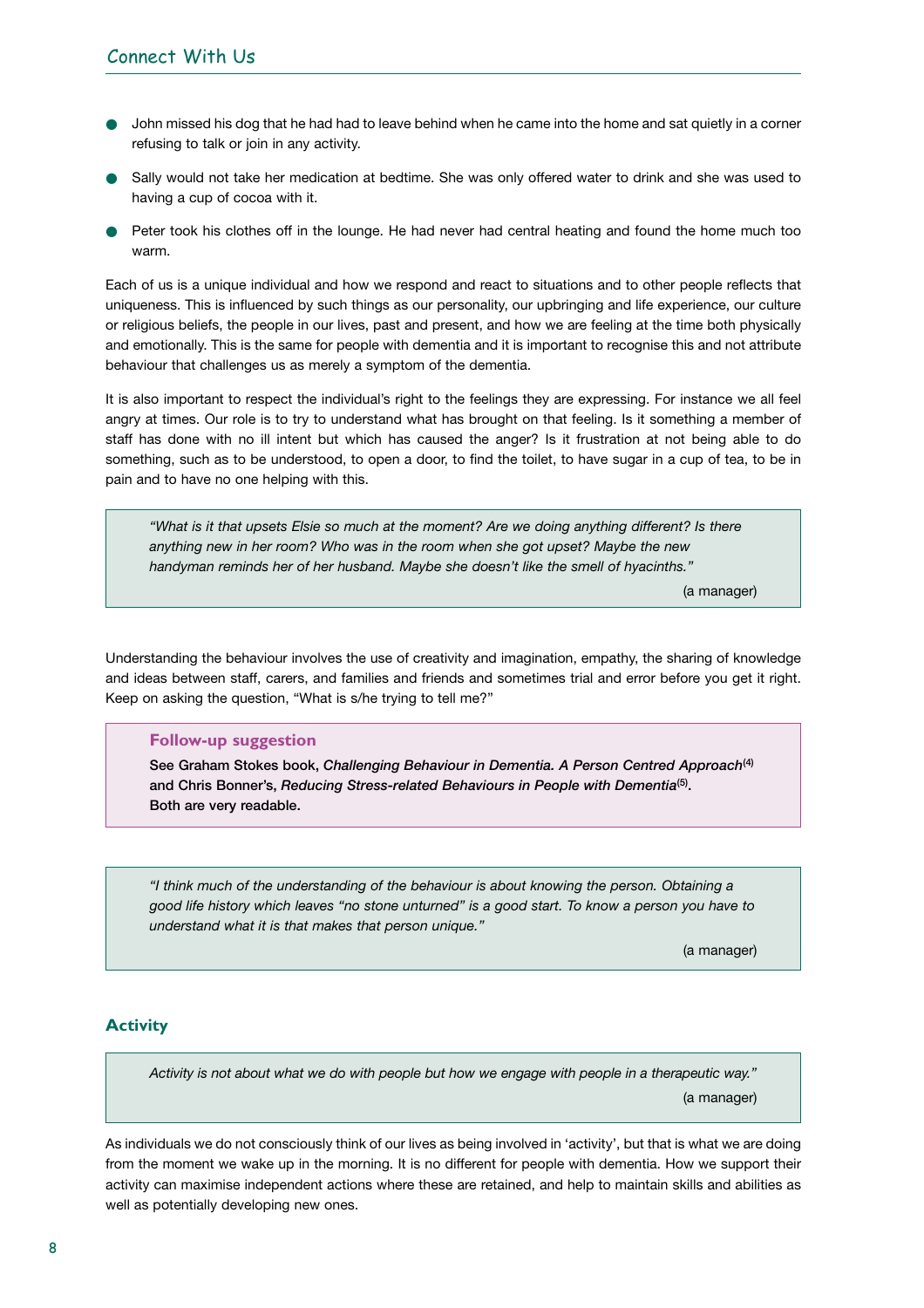- John missed his dog that he had had to leave behind when he came into the home and sat quietly in a corner refusing to talk or join in any activity.
- Sally would not take her medication at bedtime. She was only offered water to drink and she was used to having a cup of cocoa with it.
- Peter took his clothes off in the lounge. He had never had central heating and found the home much too warm.

Each of us is a unique individual and how we respond and react to situations and to other people reflects that uniqueness. This is influenced by such things as our personality, our upbringing and life experience, our culture or religious beliefs, the people in our lives, past and present, and how we are feeling at the time both physically and emotionally. This is the same for people with dementia and it is important to recognise this and not attribute behaviour that challenges us as merely a symptom of the dementia.

It is also important to respect the individual's right to the feelings they are expressing. For instance we all feel angry at times. Our role is to try to understand what has brought on that feeling. Is it something a member of staff has done with no ill intent but which has caused the anger? Is it frustration at not being able to do something, such as to be understood, to open a door, to find the toilet, to have sugar in a cup of tea, to be in pain and to have no one helping with this.

> *"What is it that upsets Elsie so much at the moment? Are we doing anything different? Is there anything new in her room? Who was in the room when she got upset? Maybe the new handyman reminds her of her husband. Maybe she doesn't like the smell of hyacinths."*
>
> (a manager)

Understanding the behaviour involves the use of creativity and imagination, empathy, the sharing of knowledge and ideas between staff, carers, and families and friends and sometimes trial and error before you get it right. Keep on asking the question, "What is s/he trying to tell me?"

> **Follow-up suggestion**
>
> **See Graham Stokes book, *Challenging Behaviour in Dementia. A Person Centred Approach*[4] and Chris Bonner's, *Reducing Stress-related Behaviours in People with Dementia*[5]. Both are very readable.**

> *"I think much of the understanding of the behaviour is about knowing the person. Obtaining a good life history which leaves "no stone unturned" is a good start. To know a person you have to understand what it is that makes that person unique."*
>
> (a manager)

## Activity

> *Activity is not about what we do with people but how we engage with people in a therapeutic way."*
>
> (a manager)

As individuals we do not consciously think of our lives as being involved in 'activity', but that is what we are doing from the moment we wake up in the morning. It is no different for people with dementia. How we support their activity can maximise independent actions where these are retained, and help to maintain skills and abilities as well as potentially developing new ones.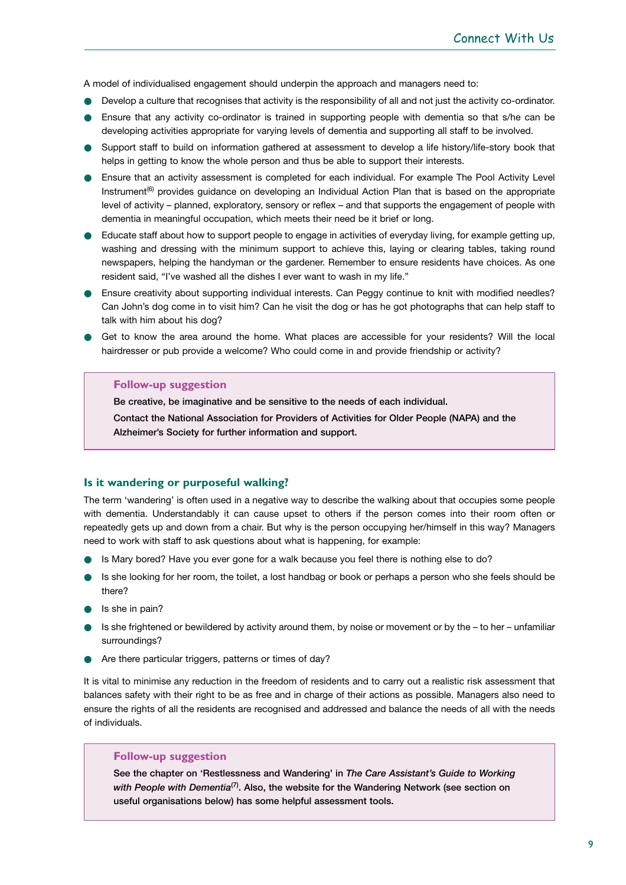A model of individualised engagement should underpin the approach and managers need to:

- Develop a culture that recognises that activity is the responsibility of all and not just the activity co-ordinator.
- Ensure that any activity co-ordinator is trained in supporting people with dementia so that s/he can be developing activities appropriate for varying levels of dementia and supporting all staff to be involved.
- Support staff to build on information gathered at assessment to develop a life history/life-story book that helps in getting to know the whole person and thus be able to support their interests.
- Ensure that an activity assessment is completed for each individual. For example The Pool Activity Level Instrument[6] provides guidance on developing an Individual Action Plan that is based on the appropriate level of activity – planned, exploratory, sensory or reflex – and that supports the engagement of people with dementia in meaningful occupation, which meets their need be it brief or long.
- Educate staff about how to support people to engage in activities of everyday living, for example getting up, washing and dressing with the minimum support to achieve this, laying or clearing tables, taking round newspapers, helping the handyman or the gardener. Remember to ensure residents have choices. As one resident said, "I've washed all the dishes I ever want to wash in my life."
- Ensure creativity about supporting individual interests. Can Peggy continue to knit with modified needles? Can John's dog come in to visit him? Can he visit the dog or has he got photographs that can help staff to talk with him about his dog?
- Get to know the area around the home. What places are accessible for your residents? Will the local hairdresser or pub provide a welcome? Who could come in and provide friendship or activity?

> **Follow-up suggestion**
>
> **Be creative, be imaginative and be sensitive to the needs of each individual.**
>
> **Contact the National Association for Providers of Activities for Older People (NAPA) and the Alzheimer's Society for further information and support.**

### Is it wandering or purposeful walking?

The term 'wandering' is often used in a negative way to describe the walking about that occupies some people with dementia. Understandably it can cause upset to others if the person comes into their room often or repeatedly gets up and down from a chair. But why is the person occupying her/himself in this way? Managers need to work with staff to ask questions about what is happening, for example:

- Is Mary bored? Have you ever gone for a walk because you feel there is nothing else to do?
- Is she looking for her room, the toilet, a lost handbag or book or perhaps a person who she feels should be there?
- Is she in pain?
- Is she frightened or bewildered by activity around them, by noise or movement or by the – to her – unfamiliar surroundings?
- Are there particular triggers, patterns or times of day?

It is vital to minimise any reduction in the freedom of residents and to carry out a realistic risk assessment that balances safety with their right to be as free and in charge of their actions as possible. Managers also need to ensure the rights of all the residents are recognised and addressed and balance the needs of all with the needs of individuals.

> **Follow-up suggestion**
>
> **See the chapter on 'Restlessness and Wandering' in *The Care Assistant's Guide to Working with People with Dementia*[7]. Also, the website for the Wandering Network (see section on useful organisations below) has some helpful assessment tools.**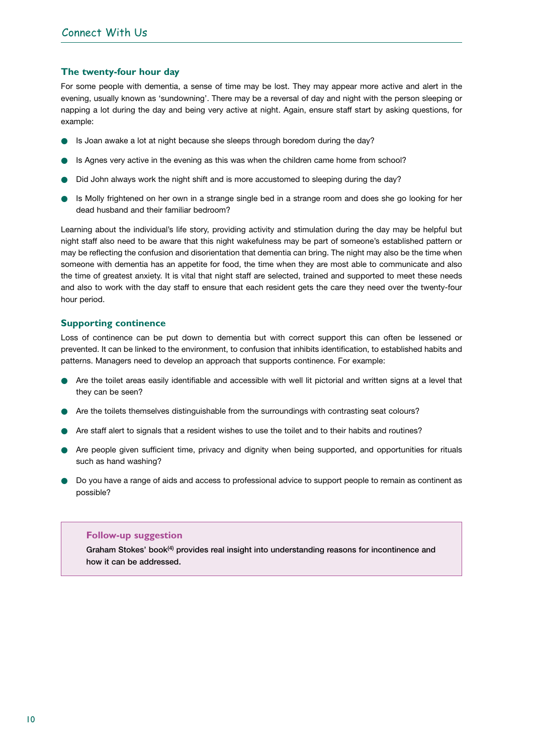## The twenty-four hour day

For some people with dementia, a sense of time may be lost. They may appear more active and alert in the evening, usually known as 'sundowning'. There may be a reversal of day and night with the person sleeping or napping a lot during the day and being very active at night. Again, ensure staff start by asking questions, for example:

- Is Joan awake a lot at night because she sleeps through boredom during the day?
- Is Agnes very active in the evening as this was when the children came home from school?
- Did John always work the night shift and is more accustomed to sleeping during the day?
- Is Molly frightened on her own in a strange single bed in a strange room and does she go looking for her dead husband and their familiar bedroom?

Learning about the individual's life story, providing activity and stimulation during the day may be helpful but night staff also need to be aware that this night wakefulness may be part of someone's established pattern or may be reflecting the confusion and disorientation that dementia can bring. The night may also be the time when someone with dementia has an appetite for food, the time when they are most able to communicate and also the time of greatest anxiety. It is vital that night staff are selected, trained and supported to meet these needs and also to work with the day staff to ensure that each resident gets the care they need over the twenty-four hour period.

## Supporting continence

Loss of continence can be put down to dementia but with correct support this can often be lessened or prevented. It can be linked to the environment, to confusion that inhibits identification, to established habits and patterns. Managers need to develop an approach that supports continence. For example:

- Are the toilet areas easily identifiable and accessible with well lit pictorial and written signs at a level that they can be seen?
- Are the toilets themselves distinguishable from the surroundings with contrasting seat colours?
- Are staff alert to signals that a resident wishes to use the toilet and to their habits and routines?
- Are people given sufficient time, privacy and dignity when being supported, and opportunities for rituals such as hand washing?
- Do you have a range of aids and access to professional advice to support people to remain as continent as possible?

**Follow-up suggestion**

**Graham Stokes' book[4] provides real insight into understanding reasons for incontinence and how it can be addressed.**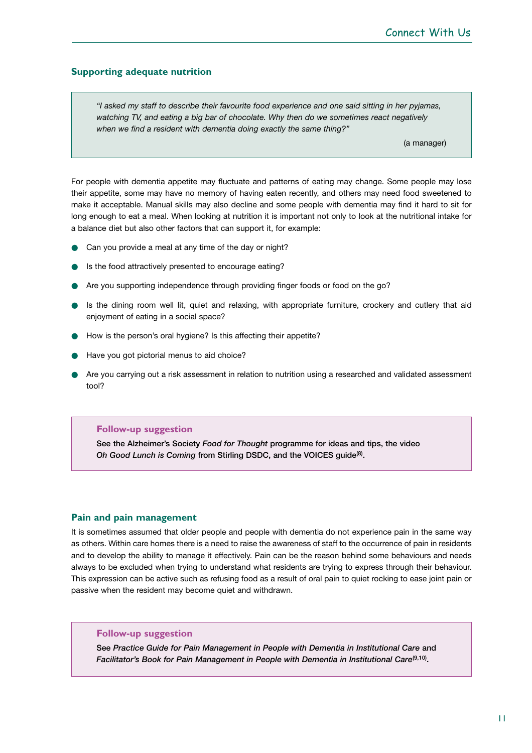## Supporting adequate nutrition

> *"I asked my staff to describe their favourite food experience and one said sitting in her pyjamas, watching TV, and eating a big bar of chocolate. Why then do we sometimes react negatively when we find a resident with dementia doing exactly the same thing?"*
>
> (a manager)

For people with dementia appetite may fluctuate and patterns of eating may change. Some people may lose their appetite, some may have no memory of having eaten recently, and others may need food sweetened to make it acceptable. Manual skills may also decline and some people with dementia may find it hard to sit for long enough to eat a meal. When looking at nutrition it is important not only to look at the nutritional intake for a balance diet but also other factors that can support it, for example:

- Can you provide a meal at any time of the day or night?
- Is the food attractively presented to encourage eating?
- Are you supporting independence through providing finger foods or food on the go?
- Is the dining room well lit, quiet and relaxing, with appropriate furniture, crockery and cutlery that aid enjoyment of eating in a social space?
- How is the person's oral hygiene? Is this affecting their appetite?
- Have you got pictorial menus to aid choice?
- Are you carrying out a risk assessment in relation to nutrition using a researched and validated assessment tool?

> **Follow-up suggestion**
>
> See the Alzheimer's Society *Food for Thought* programme for ideas and tips, the video *Oh Good Lunch is Coming* from Stirling DSDC, and the VOICES guide[8].

## Pain and pain management

It is sometimes assumed that older people and people with dementia do not experience pain in the same way as others. Within care homes there is a need to raise the awareness of staff to the occurrence of pain in residents and to develop the ability to manage it effectively. Pain can be the reason behind some behaviours and needs always to be excluded when trying to understand what residents are trying to express through their behaviour. This expression can be active such as refusing food as a result of oral pain to quiet rocking to ease joint pain or passive when the resident may become quiet and withdrawn.

> **Follow-up suggestion**
>
> See *Practice Guide for Pain Management in People with Dementia in Institutional Care* and *Facilitator's Book for Pain Management in People with Dementia in Institutional Care*[9,10].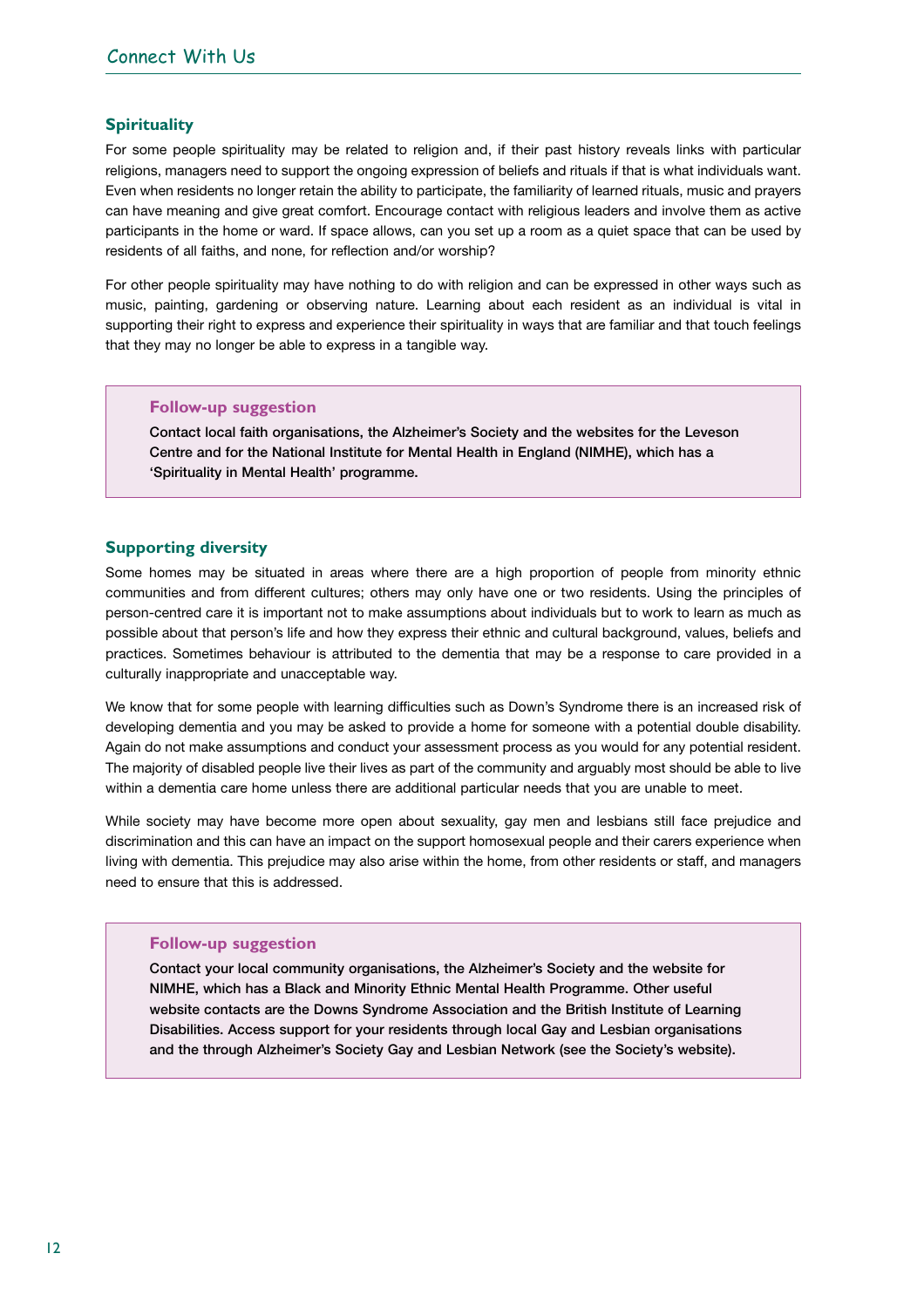## Spirituality

For some people spirituality may be related to religion and, if their past history reveals links with particular religions, managers need to support the ongoing expression of beliefs and rituals if that is what individuals want. Even when residents no longer retain the ability to participate, the familiarity of learned rituals, music and prayers can have meaning and give great comfort. Encourage contact with religious leaders and involve them as active participants in the home or ward. If space allows, can you set up a room as a quiet space that can be used by residents of all faiths, and none, for reflection and/or worship?

For other people spirituality may have nothing to do with religion and can be expressed in other ways such as music, painting, gardening or observing nature. Learning about each resident as an individual is vital in supporting their right to express and experience their spirituality in ways that are familiar and that touch feelings that they may no longer be able to express in a tangible way.

> **Follow-up suggestion**
>
> **Contact local faith organisations, the Alzheimer's Society and the websites for the Leveson Centre and for the National Institute for Mental Health in England (NIMHE), which has a 'Spirituality in Mental Health' programme.**

## Supporting diversity

Some homes may be situated in areas where there are a high proportion of people from minority ethnic communities and from different cultures; others may only have one or two residents. Using the principles of person-centred care it is important not to make assumptions about individuals but to work to learn as much as possible about that person's life and how they express their ethnic and cultural background, values, beliefs and practices. Sometimes behaviour is attributed to the dementia that may be a response to care provided in a culturally inappropriate and unacceptable way.

We know that for some people with learning difficulties such as Down's Syndrome there is an increased risk of developing dementia and you may be asked to provide a home for someone with a potential double disability. Again do not make assumptions and conduct your assessment process as you would for any potential resident. The majority of disabled people live their lives as part of the community and arguably most should be able to live within a dementia care home unless there are additional particular needs that you are unable to meet.

While society may have become more open about sexuality, gay men and lesbians still face prejudice and discrimination and this can have an impact on the support homosexual people and their carers experience when living with dementia. This prejudice may also arise within the home, from other residents or staff, and managers need to ensure that this is addressed.

> **Follow-up suggestion**
>
> **Contact your local community organisations, the Alzheimer's Society and the website for NIMHE, which has a Black and Minority Ethnic Mental Health Programme. Other useful website contacts are the Downs Syndrome Association and the British Institute of Learning Disabilities. Access support for your residents through local Gay and Lesbian organisations and the through Alzheimer's Society Gay and Lesbian Network (see the Society's website).**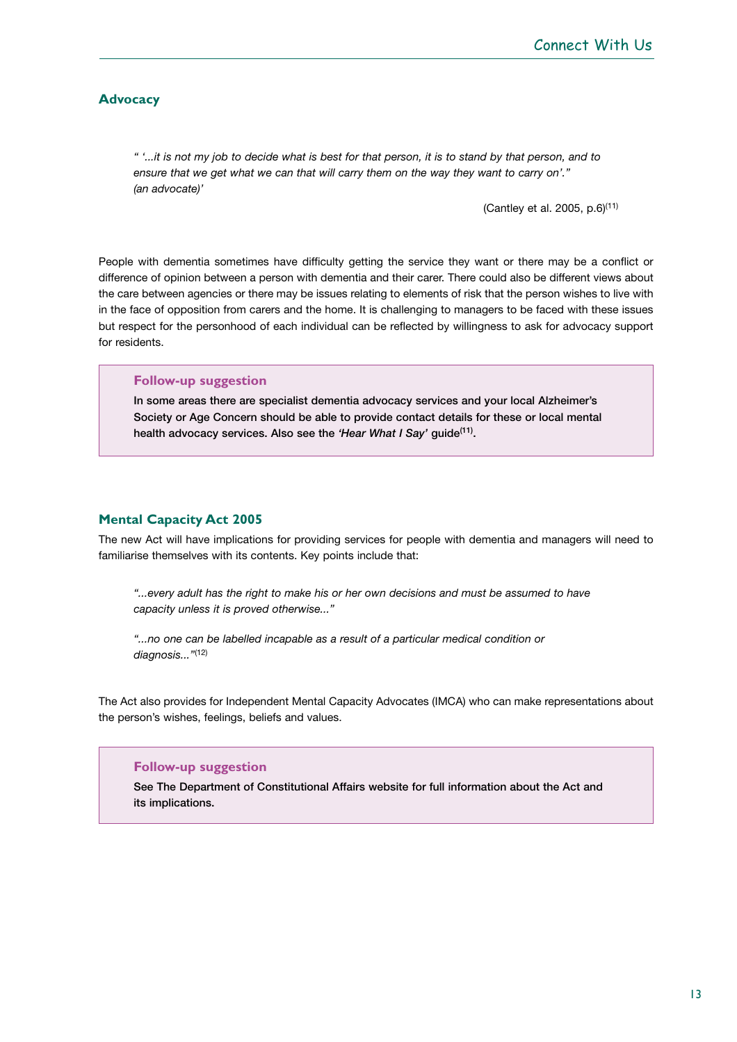## Advocacy

> *" '...it is not my job to decide what is best for that person, it is to stand by that person, and to ensure that we get what we can that will carry them on the way they want to carry on'." (an advocate)'*
>
> (Cantley et al. 2005, p.6)[11]

People with dementia sometimes have difficulty getting the service they want or there may be a conflict or difference of opinion between a person with dementia and their carer. There could also be different views about the care between agencies or there may be issues relating to elements of risk that the person wishes to live with in the face of opposition from carers and the home. It is challenging to managers to be faced with these issues but respect for the personhood of each individual can be reflected by willingness to ask for advocacy support for residents.

> **Follow-up suggestion**
>
> **In some areas there are specialist dementia advocacy services and your local Alzheimer's Society or Age Concern should be able to provide contact details for these or local mental health advocacy services. Also see the *'Hear What I Say'* guide[11].**

## Mental Capacity Act 2005

The new Act will have implications for providing services for people with dementia and managers will need to familiarise themselves with its contents. Key points include that:

> *"...every adult has the right to make his or her own decisions and must be assumed to have capacity unless it is proved otherwise..."*
>
> *"...no one can be labelled incapable as a result of a particular medical condition or diagnosis..."*[12]

The Act also provides for Independent Mental Capacity Advocates (IMCA) who can make representations about the person's wishes, feelings, beliefs and values.

> **Follow-up suggestion**
>
> **See The Department of Constitutional Affairs website for full information about the Act and its implications.**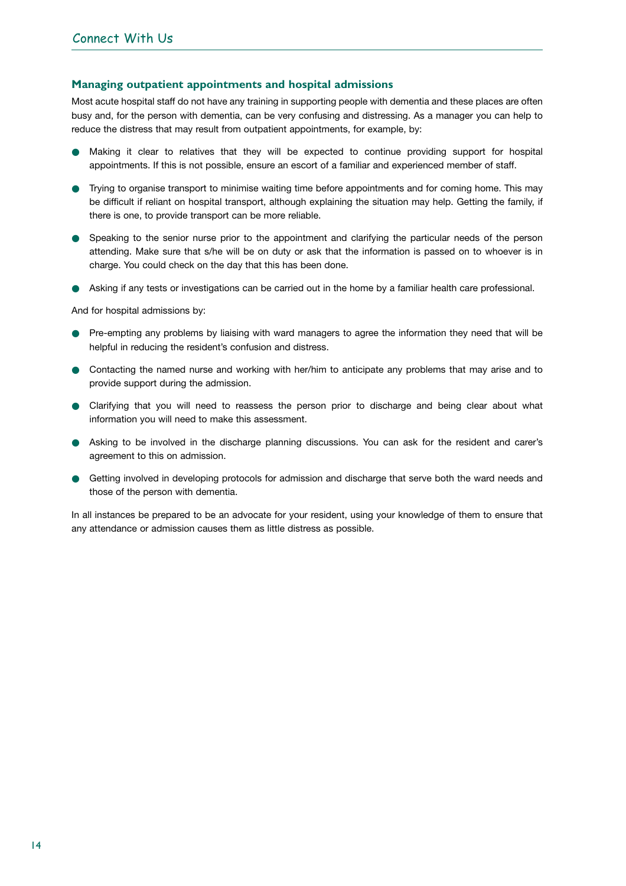## Managing outpatient appointments and hospital admissions

Most acute hospital staff do not have any training in supporting people with dementia and these places are often busy and, for the person with dementia, can be very confusing and distressing. As a manager you can help to reduce the distress that may result from outpatient appointments, for example, by:

- Making it clear to relatives that they will be expected to continue providing support for hospital appointments. If this is not possible, ensure an escort of a familiar and experienced member of staff.
- Trying to organise transport to minimise waiting time before appointments and for coming home. This may be difficult if reliant on hospital transport, although explaining the situation may help. Getting the family, if there is one, to provide transport can be more reliable.
- Speaking to the senior nurse prior to the appointment and clarifying the particular needs of the person attending. Make sure that s/he will be on duty or ask that the information is passed on to whoever is in charge. You could check on the day that this has been done.
- Asking if any tests or investigations can be carried out in the home by a familiar health care professional.

And for hospital admissions by:

- Pre-empting any problems by liaising with ward managers to agree the information they need that will be helpful in reducing the resident's confusion and distress.
- Contacting the named nurse and working with her/him to anticipate any problems that may arise and to provide support during the admission.
- Clarifying that you will need to reassess the person prior to discharge and being clear about what information you will need to make this assessment.
- Asking to be involved in the discharge planning discussions. You can ask for the resident and carer's agreement to this on admission.
- Getting involved in developing protocols for admission and discharge that serve both the ward needs and those of the person with dementia.

In all instances be prepared to be an advocate for your resident, using your knowledge of them to ensure that any attendance or admission causes them as little distress as possible.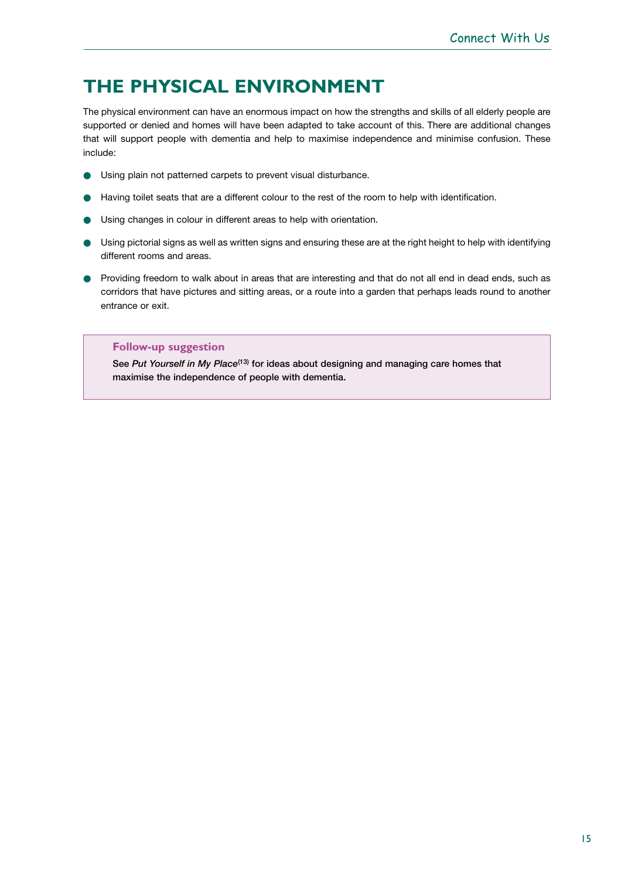# THE PHYSICAL ENVIRONMENT

The physical environment can have an enormous impact on how the strengths and skills of all elderly people are supported or denied and homes will have been adapted to take account of this. There are additional changes that will support people with dementia and help to maximise independence and minimise confusion. These include:

- Using plain not patterned carpets to prevent visual disturbance.
- Having toilet seats that are a different colour to the rest of the room to help with identification.
- Using changes in colour in different areas to help with orientation.
- Using pictorial signs as well as written signs and ensuring these are at the right height to help with identifying different rooms and areas.
- Providing freedom to walk about in areas that are interesting and that do not all end in dead ends, such as corridors that have pictures and sitting areas, or a route into a garden that perhaps leads round to another entrance or exit.

**Follow-up suggestion**

**See *Put Yourself in My Place*[13] for ideas about designing and managing care homes that maximise the independence of people with dementia.**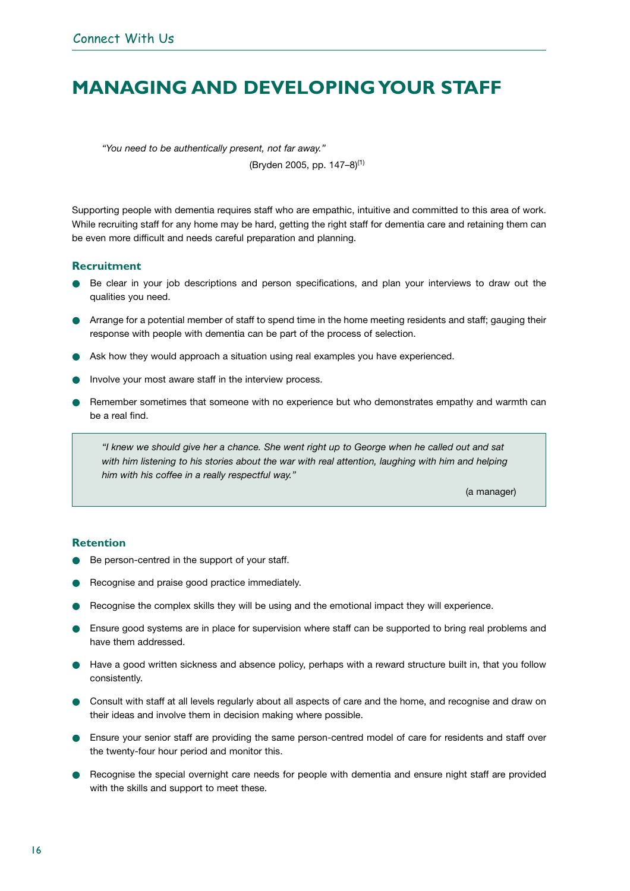# MANAGING AND DEVELOPING YOUR STAFF

> *"You need to be authentically present, not far away."*
>
> (Bryden 2005, pp. 147–8)[1]

Supporting people with dementia requires staff who are empathic, intuitive and committed to this area of work. While recruiting staff for any home may be hard, getting the right staff for dementia care and retaining them can be even more difficult and needs careful preparation and planning.

### Recruitment

- Be clear in your job descriptions and person specifications, and plan your interviews to draw out the qualities you need.
- Arrange for a potential member of staff to spend time in the home meeting residents and staff; gauging their response with people with dementia can be part of the process of selection.
- Ask how they would approach a situation using real examples you have experienced.
- Involve your most aware staff in the interview process.
- Remember sometimes that someone with no experience but who demonstrates empathy and warmth can be a real find.

> *"I knew we should give her a chance. She went right up to George when he called out and sat with him listening to his stories about the war with real attention, laughing with him and helping him with his coffee in a really respectful way."*
>
> (a manager)

### Retention

- Be person-centred in the support of your staff.
- Recognise and praise good practice immediately.
- Recognise the complex skills they will be using and the emotional impact they will experience.
- Ensure good systems are in place for supervision where staff can be supported to bring real problems and have them addressed.
- Have a good written sickness and absence policy, perhaps with a reward structure built in, that you follow consistently.
- Consult with staff at all levels regularly about all aspects of care and the home, and recognise and draw on their ideas and involve them in decision making where possible.
- Ensure your senior staff are providing the same person-centred model of care for residents and staff over the twenty-four hour period and monitor this.
- Recognise the special overnight care needs for people with dementia and ensure night staff are provided with the skills and support to meet these.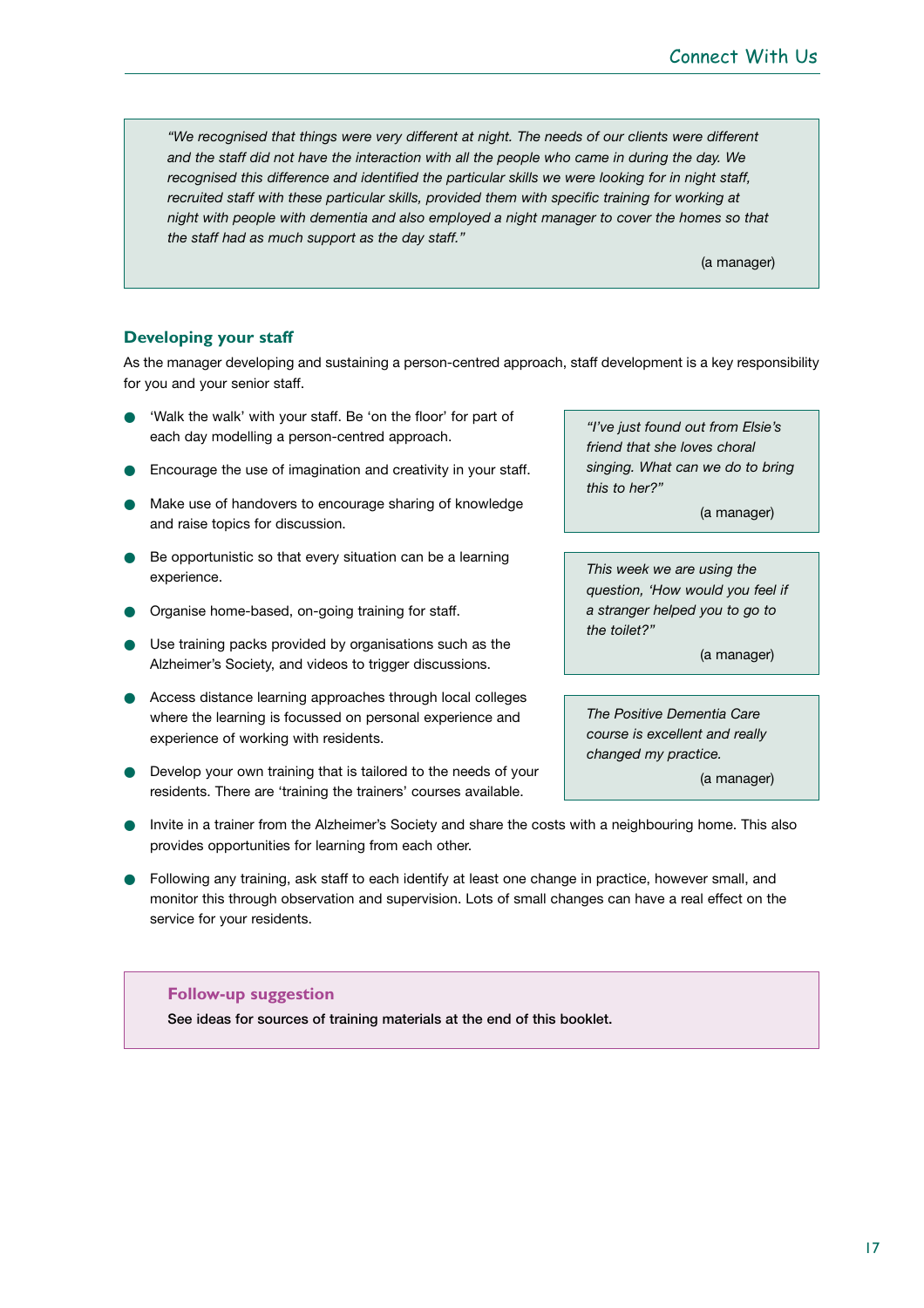*"We recognised that things were very different at night. The needs of our clients were different and the staff did not have the interaction with all the people who came in during the day. We recognised this difference and identified the particular skills we were looking for in night staff, recruited staff with these particular skills, provided them with specific training for working at night with people with dementia and also employed a night manager to cover the homes so that the staff had as much support as the day staff."*

(a manager)

## Developing your staff

As the manager developing and sustaining a person-centred approach, staff development is a key responsibility for you and your senior staff.

- 'Walk the walk' with your staff. Be 'on the floor' for part of each day modelling a person-centred approach.
- Encourage the use of imagination and creativity in your staff.
- Make use of handovers to encourage sharing of knowledge and raise topics for discussion.
- Be opportunistic so that every situation can be a learning experience.
- Organise home-based, on-going training for staff.
- Use training packs provided by organisations such as the Alzheimer's Society, and videos to trigger discussions.
- Access distance learning approaches through local colleges where the learning is focussed on personal experience and experience of working with residents.
- Develop your own training that is tailored to the needs of your residents. There are 'training the trainers' courses available.
- Invite in a trainer from the Alzheimer's Society and share the costs with a neighbouring home. This also provides opportunities for learning from each other.
- Following any training, ask staff to each identify at least one change in practice, however small, and monitor this through observation and supervision. Lots of small changes can have a real effect on the service for your residents.

*"I've just found out from Elsie's friend that she loves choral singing. What can we do to bring this to her?"*

(a manager)

*This week we are using the question, 'How would you feel if a stranger helped you to go to the toilet?"*

(a manager)

*The Positive Dementia Care course is excellent and really changed my practice.*

(a manager)

### Follow-up suggestion

**See ideas for sources of training materials at the end of this booklet.**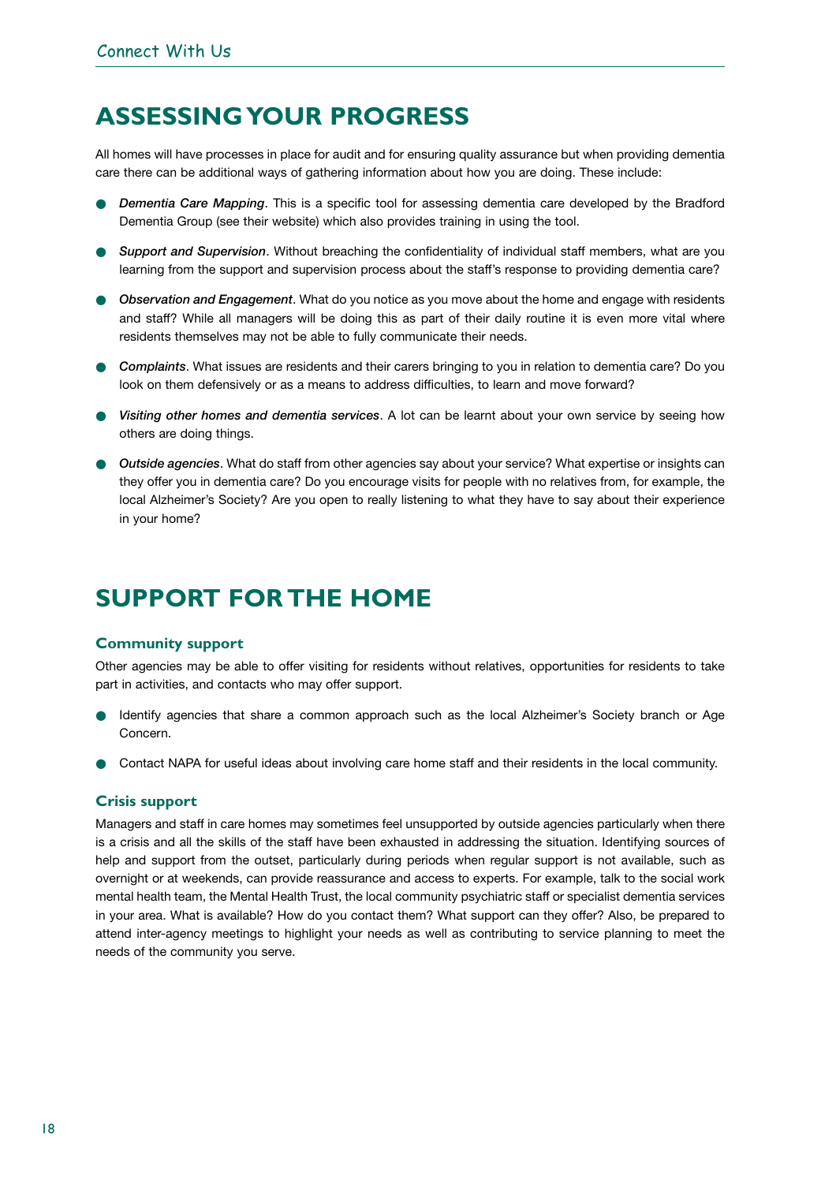## ASSESSING YOUR PROGRESS

All homes will have processes in place for audit and for ensuring quality assurance but when providing dementia care there can be additional ways of gathering information about how you are doing. These include:

- ***Dementia Care Mapping***. This is a specific tool for assessing dementia care developed by the Bradford Dementia Group (see their website) which also provides training in using the tool.
- ***Support and Supervision***. Without breaching the confidentiality of individual staff members, what are you learning from the support and supervision process about the staff's response to providing dementia care?
- ***Observation and Engagement***. What do you notice as you move about the home and engage with residents and staff? While all managers will be doing this as part of their daily routine it is even more vital where residents themselves may not be able to fully communicate their needs.
- ***Complaints***. What issues are residents and their carers bringing to you in relation to dementia care? Do you look on them defensively or as a means to address difficulties, to learn and move forward?
- ***Visiting other homes and dementia services***. A lot can be learnt about your own service by seeing how others are doing things.
- ***Outside agencies***. What do staff from other agencies say about your service? What expertise or insights can they offer you in dementia care? Do you encourage visits for people with no relatives from, for example, the local Alzheimer's Society? Are you open to really listening to what they have to say about their experience in your home?

## SUPPORT FOR THE HOME

### Community support

Other agencies may be able to offer visiting for residents without relatives, opportunities for residents to take part in activities, and contacts who may offer support.

- Identify agencies that share a common approach such as the local Alzheimer's Society branch or Age Concern.
- Contact NAPA for useful ideas about involving care home staff and their residents in the local community.

### Crisis support

Managers and staff in care homes may sometimes feel unsupported by outside agencies particularly when there is a crisis and all the skills of the staff have been exhausted in addressing the situation. Identifying sources of help and support from the outset, particularly during periods when regular support is not available, such as overnight or at weekends, can provide reassurance and access to experts. For example, talk to the social work mental health team, the Mental Health Trust, the local community psychiatric staff or specialist dementia services in your area. What is available? How do you contact them? What support can they offer? Also, be prepared to attend inter-agency meetings to highlight your needs as well as contributing to service planning to meet the needs of the community you serve.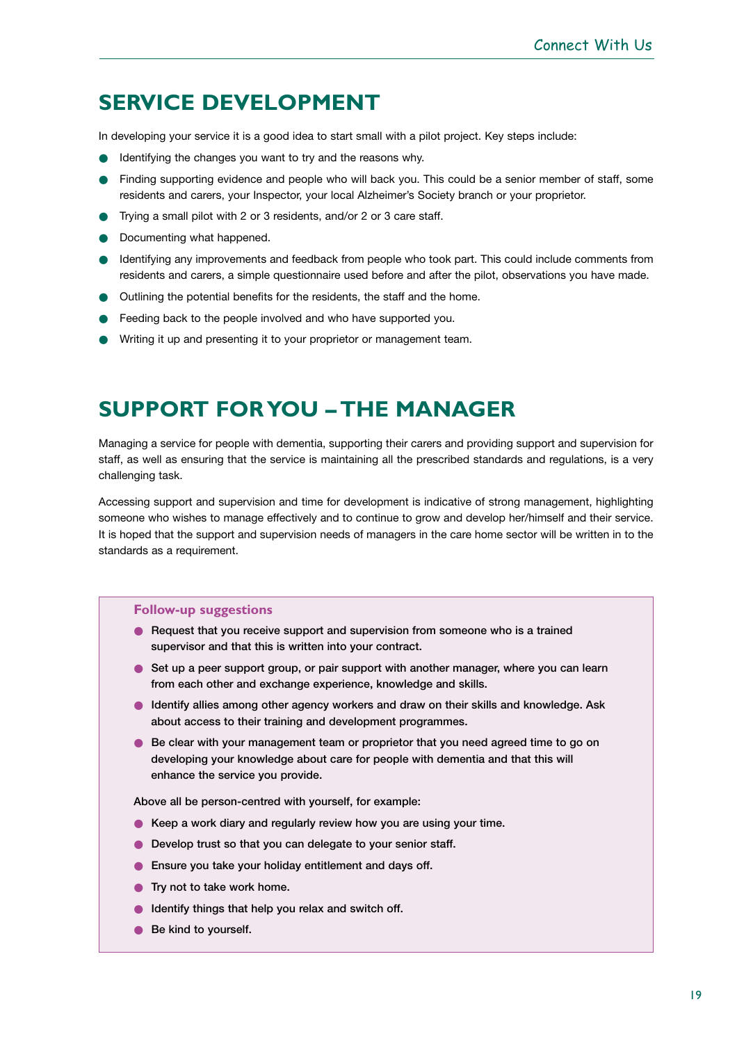## SERVICE DEVELOPMENT

In developing your service it is a good idea to start small with a pilot project. Key steps include:

- Identifying the changes you want to try and the reasons why.
- Finding supporting evidence and people who will back you. This could be a senior member of staff, some residents and carers, your Inspector, your local Alzheimer's Society branch or your proprietor.
- Trying a small pilot with 2 or 3 residents, and/or 2 or 3 care staff.
- Documenting what happened.
- Identifying any improvements and feedback from people who took part. This could include comments from residents and carers, a simple questionnaire used before and after the pilot, observations you have made.
- Outlining the potential benefits for the residents, the staff and the home.
- Feeding back to the people involved and who have supported you.
- Writing it up and presenting it to your proprietor or management team.

## SUPPORT FOR YOU – THE MANAGER

Managing a service for people with dementia, supporting their carers and providing support and supervision for staff, as well as ensuring that the service is maintaining all the prescribed standards and regulations, is a very challenging task.

Accessing support and supervision and time for development is indicative of strong management, highlighting someone who wishes to manage effectively and to continue to grow and develop her/himself and their service. It is hoped that the support and supervision needs of managers in the care home sector will be written in to the standards as a requirement.

### Follow-up suggestions

- **Request that you receive support and supervision from someone who is a trained supervisor and that this is written into your contract.**
- **Set up a peer support group, or pair support with another manager, where you can learn from each other and exchange experience, knowledge and skills.**
- **Identify allies among other agency workers and draw on their skills and knowledge. Ask about access to their training and development programmes.**
- **Be clear with your management team or proprietor that you need agreed time to go on developing your knowledge about care for people with dementia and that this will enhance the service you provide.**

**Above all be person-centred with yourself, for example:**

- **Keep a work diary and regularly review how you are using your time.**
- **Develop trust so that you can delegate to your senior staff.**
- **Ensure you take your holiday entitlement and days off.**
- **Try not to take work home.**
- **Identify things that help you relax and switch off.**
- **Be kind to yourself.**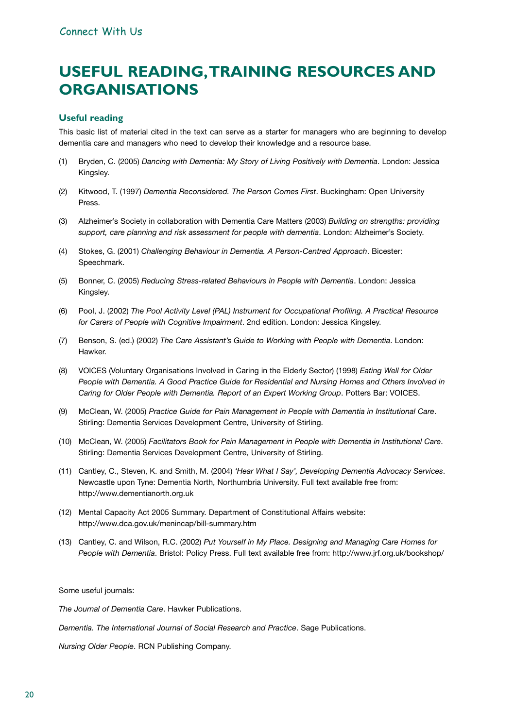# USEFUL READING, TRAINING RESOURCES AND ORGANISATIONS

### Useful reading

This basic list of material cited in the text can serve as a starter for managers who are beginning to develop dementia care and managers who need to develop their knowledge and a resource base.

(1) Bryden, C. (2005) *Dancing with Dementia: My Story of Living Positively with Dementia*. London: Jessica Kingsley.

(2) Kitwood, T. (1997) *Dementia Reconsidered. The Person Comes First*. Buckingham: Open University Press.

(3) Alzheimer's Society in collaboration with Dementia Care Matters (2003) *Building on strengths: providing support, care planning and risk assessment for people with dementia*. London: Alzheimer's Society.

(4) Stokes, G. (2001) *Challenging Behaviour in Dementia. A Person-Centred Approach*. Bicester: Speechmark.

(5) Bonner, C. (2005) *Reducing Stress-related Behaviours in People with Dementia*. London: Jessica Kingsley.

(6) Pool, J. (2002) *The Pool Activity Level (PAL) Instrument for Occupational Profiling. A Practical Resource for Carers of People with Cognitive Impairment*. 2nd edition. London: Jessica Kingsley.

(7) Benson, S. (ed.) (2002) *The Care Assistant's Guide to Working with People with Dementia*. London: Hawker.

(8) VOICES (Voluntary Organisations Involved in Caring in the Elderly Sector) (1998) *Eating Well for Older People with Dementia. A Good Practice Guide for Residential and Nursing Homes and Others Involved in Caring for Older People with Dementia. Report of an Expert Working Group*. Potters Bar: VOICES.

(9) McClean, W. (2005) *Practice Guide for Pain Management in People with Dementia in Institutional Care*. Stirling: Dementia Services Development Centre, University of Stirling.

(10) McClean, W. (2005) *Facilitators Book for Pain Management in People with Dementia in Institutional Care*. Stirling: Dementia Services Development Centre, University of Stirling.

(11) Cantley, C., Steven, K. and Smith, M. (2004) *'Hear What I Say', Developing Dementia Advocacy Services*. Newcastle upon Tyne: Dementia North, Northumbria University. Full text available free from: http://www.dementianorth.org.uk

(12) Mental Capacity Act 2005 Summary. Department of Constitutional Affairs website: http://www.dca.gov.uk/menincap/bill-summary.htm

(13) Cantley, C. and Wilson, R.C. (2002) *Put Yourself in My Place. Designing and Managing Care Homes for People with Dementia*. Bristol: Policy Press. Full text available free from: http://www.jrf.org.uk/bookshop/

Some useful journals:

*The Journal of Dementia Care*. Hawker Publications.

*Dementia. The International Journal of Social Research and Practice*. Sage Publications.

*Nursing Older People*. RCN Publishing Company.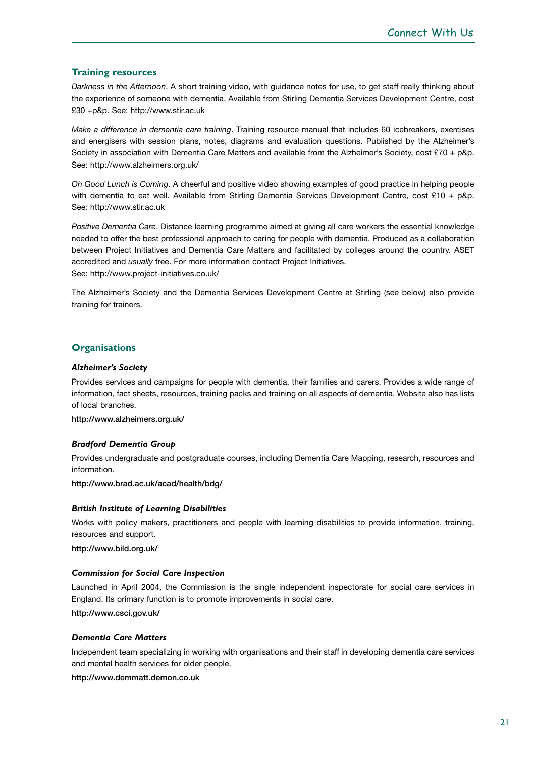## Training resources

*Darkness in the Afternoon*. A short training video, with guidance notes for use, to get staff really thinking about the experience of someone with dementia. Available from Stirling Dementia Services Development Centre, cost £30 +p&p. See: http://www.stir.ac.uk

*Make a difference in dementia care training*. Training resource manual that includes 60 icebreakers, exercises and energisers with session plans, notes, diagrams and evaluation questions. Published by the Alzheimer's Society in association with Dementia Care Matters and available from the Alzheimer's Society, cost £70 + p&p. See: http://www.alzheimers.org.uk/

*Oh Good Lunch is Coming*. A cheerful and positive video showing examples of good practice in helping people with dementia to eat well. Available from Stirling Dementia Services Development Centre, cost £10 + p&p. See: http://www.stir.ac.uk

*Positive Dementia Care*. Distance learning programme aimed at giving all care workers the essential knowledge needed to offer the best professional approach to caring for people with dementia. Produced as a collaboration between Project Initiatives and Dementia Care Matters and facilitated by colleges around the country. ASET accredited and *usually* free. For more information contact Project Initiatives.
See: http://www.project-initiatives.co.uk/

The Alzheimer's Society and the Dementia Services Development Centre at Stirling (see below) also provide training for trainers.

## Organisations

### *Alzheimer's Society*

Provides services and campaigns for people with dementia, their families and carers. Provides a wide range of information, fact sheets, resources, training packs and training on all aspects of dementia. Website also has lists of local branches.

**http://www.alzheimers.org.uk/**

### *Bradford Dementia Group*

Provides undergraduate and postgraduate courses, including Dementia Care Mapping, research, resources and information.

**http://www.brad.ac.uk/acad/health/bdg/**

### *British Institute of Learning Disabilities*

Works with policy makers, practitioners and people with learning disabilities to provide information, training, resources and support.

**http://www.bild.org.uk/**

### *Commission for Social Care Inspection*

Launched in April 2004, the Commission is the single independent inspectorate for social care services in England. Its primary function is to promote improvements in social care.

**http://www.csci.gov.uk/**

### *Dementia Care Matters*

Independent team specializing in working with organisations and their staff in developing dementia care services and mental health services for older people.

**http://www.demmatt.demon.co.uk**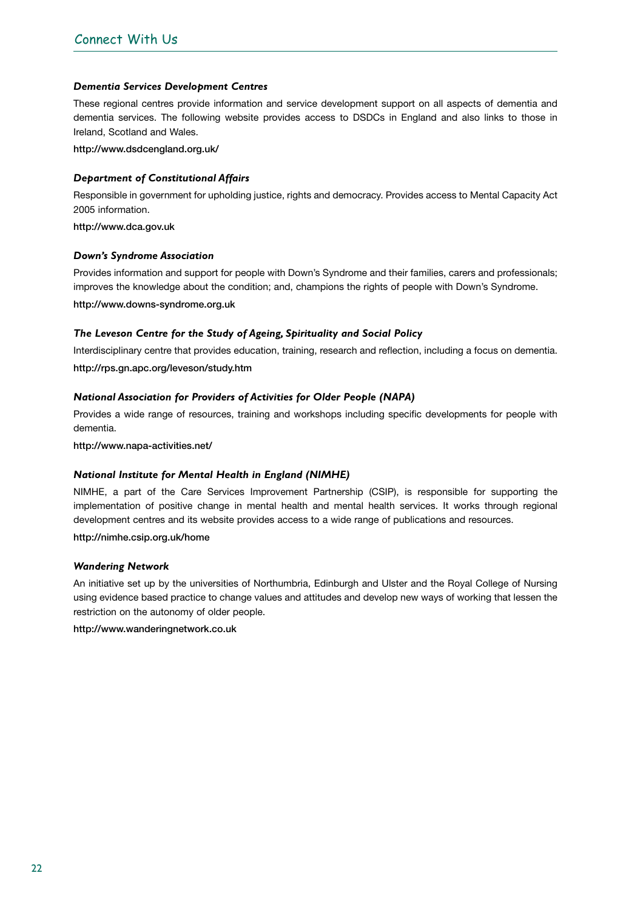## Connect With Us

***Dementia Services Development Centres***

These regional centres provide information and service development support on all aspects of dementia and dementia services. The following website provides access to DSDCs in England and also links to those in Ireland, Scotland and Wales.

http://www.dsdcengland.org.uk/

***Department of Constitutional Affairs***

Responsible in government for upholding justice, rights and democracy. Provides access to Mental Capacity Act 2005 information.

http://www.dca.gov.uk

***Down's Syndrome Association***

Provides information and support for people with Down's Syndrome and their families, carers and professionals; improves the knowledge about the condition; and, champions the rights of people with Down's Syndrome.

http://www.downs-syndrome.org.uk

***The Leveson Centre for the Study of Ageing, Spirituality and Social Policy***

Interdisciplinary centre that provides education, training, research and reflection, including a focus on dementia.

http://rps.gn.apc.org/leveson/study.htm

***National Association for Providers of Activities for Older People (NAPA)***

Provides a wide range of resources, training and workshops including specific developments for people with dementia.

http://www.napa-activities.net/

***National Institute for Mental Health in England (NIMHE)***

NIMHE, a part of the Care Services Improvement Partnership (CSIP), is responsible for supporting the implementation of positive change in mental health and mental health services. It works through regional development centres and its website provides access to a wide range of publications and resources.

http://nimhe.csip.org.uk/home

***Wandering Network***

An initiative set up by the universities of Northumbria, Edinburgh and Ulster and the Royal College of Nursing using evidence based practice to change values and attitudes and develop new ways of working that lessen the restriction on the autonomy of older people.

http://www.wanderingnetwork.co.uk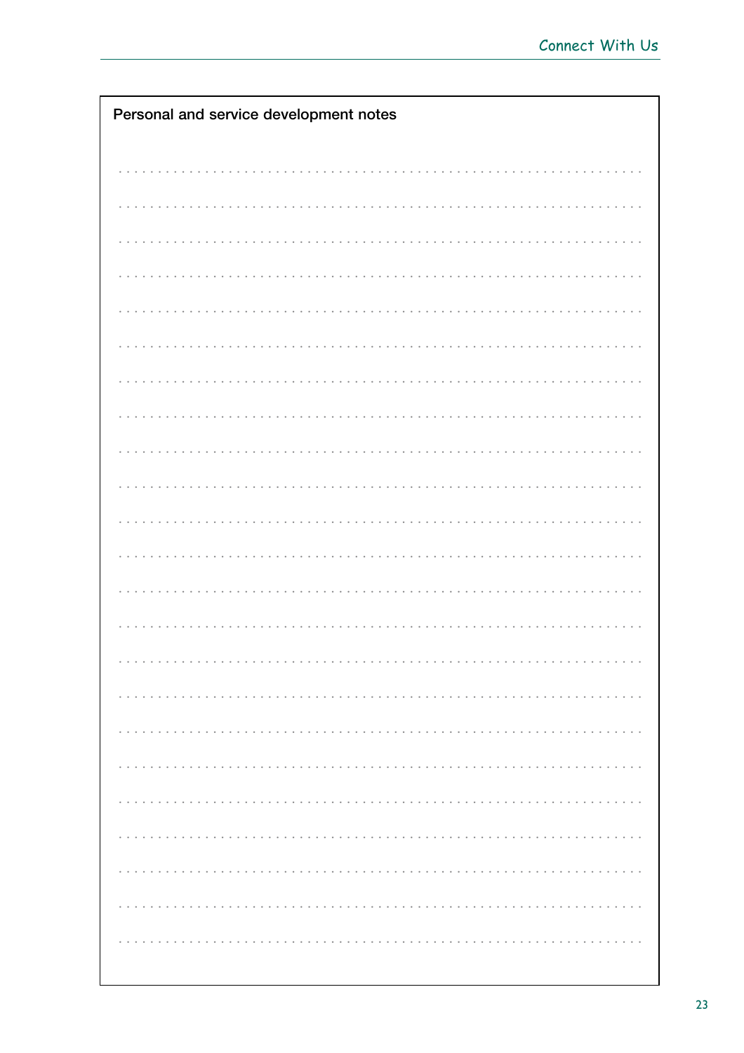**Personal and service development notes**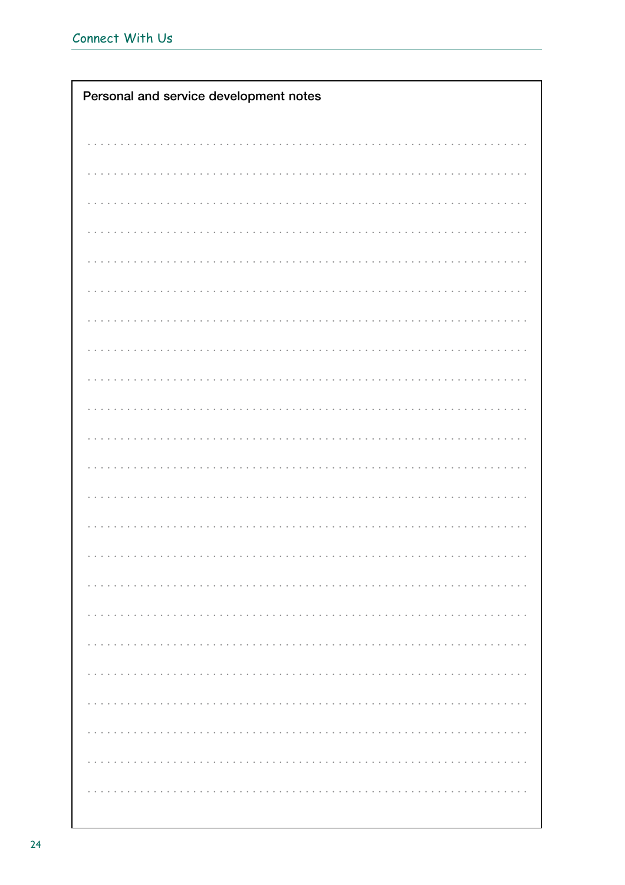**Personal and service development notes**